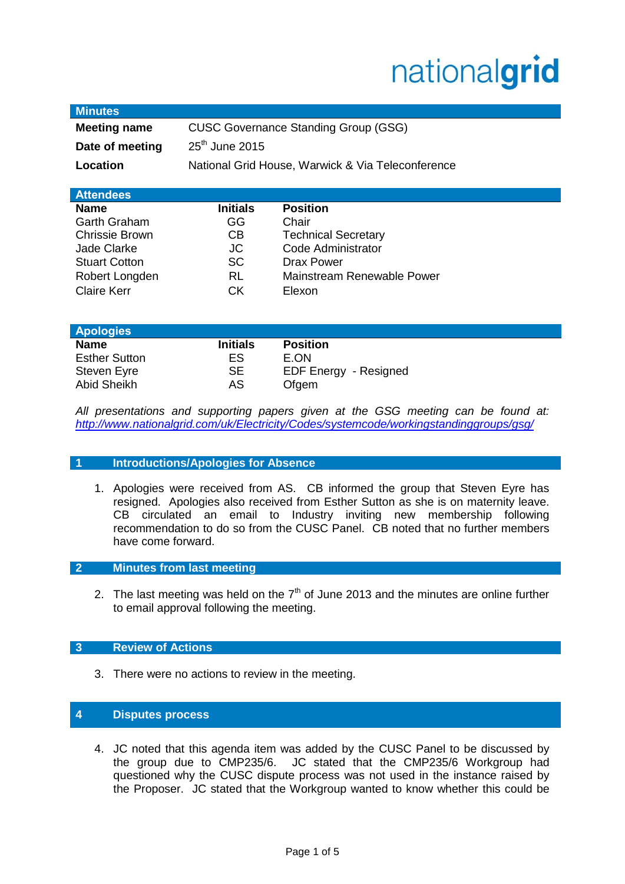nationalgrid

## Minutes

| | |
|---|---|
| **Meeting name** | CUSC Governance Standing Group (GSG) |
| **Date of meeting** | 25th June 2015 |
| **Location** | National Grid House, Warwick & Via Teleconference |

## Attendees

| Name | Initials | Position |
|---|---|---|
| Garth Graham | GG | Chair |
| Chrissie Brown | CB | Technical Secretary |
| Jade Clarke | JC | Code Administrator |
| Stuart Cotton | SC | Drax Power |
| Robert Longden | RL | Mainstream Renewable Power |
| Claire Kerr | CK | Elexon |

## Apologies

| Name | Initials | Position |
|---|---|---|
| Esther Sutton | ES | E.ON |
| Steven Eyre | SE | EDF Energy - Resigned |
| Abid Sheikh | AS | Ofgem |

*All presentations and supporting papers given at the GSG meeting can be found at: http://www.nationalgrid.com/uk/Electricity/Codes/systemcode/workingstandinggroups/gsg/*

## 1 Introductions/Apologies for Absence

1. Apologies were received from AS. CB informed the group that Steven Eyre has resigned. Apologies also received from Esther Sutton as she is on maternity leave. CB circulated an email to Industry inviting new membership following recommendation to do so from the CUSC Panel. CB noted that no further members have come forward.

## 2 Minutes from last meeting

2. The last meeting was held on the 7th of June 2013 and the minutes are online further to email approval following the meeting.

## 3 Review of Actions

3. There were no actions to review in the meeting.

## 4 Disputes process

4. JC noted that this agenda item was added by the CUSC Panel to be discussed by the group due to CMP235/6. JC stated that the CMP235/6 Workgroup had questioned why the CUSC dispute process was not used in the instance raised by the Proposer. JC stated that the Workgroup wanted to know whether this could be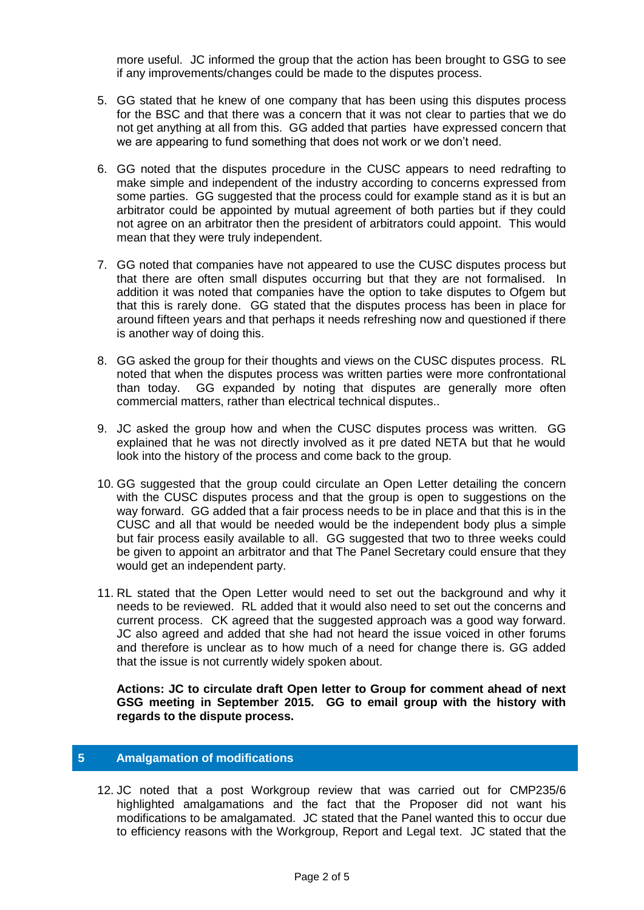more useful. JC informed the group that the action has been brought to GSG to see if any improvements/changes could be made to the disputes process.

5. GG stated that he knew of one company that has been using this disputes process for the BSC and that there was a concern that it was not clear to parties that we do not get anything at all from this. GG added that parties have expressed concern that we are appearing to fund something that does not work or we don't need.

6. GG noted that the disputes procedure in the CUSC appears to need redrafting to make simple and independent of the industry according to concerns expressed from some parties. GG suggested that the process could for example stand as it is but an arbitrator could be appointed by mutual agreement of both parties but if they could not agree on an arbitrator then the president of arbitrators could appoint. This would mean that they were truly independent.

7. GG noted that companies have not appeared to use the CUSC disputes process but that there are often small disputes occurring but that they are not formalised. In addition it was noted that companies have the option to take disputes to Ofgem but that this is rarely done. GG stated that the disputes process has been in place for around fifteen years and that perhaps it needs refreshing now and questioned if there is another way of doing this.

8. GG asked the group for their thoughts and views on the CUSC disputes process. RL noted that when the disputes process was written parties were more confrontational than today. GG expanded by noting that disputes are generally more often commercial matters, rather than electrical technical disputes..

9. JC asked the group how and when the CUSC disputes process was written. GG explained that he was not directly involved as it pre dated NETA but that he would look into the history of the process and come back to the group.

10. GG suggested that the group could circulate an Open Letter detailing the concern with the CUSC disputes process and that the group is open to suggestions on the way forward. GG added that a fair process needs to be in place and that this is in the CUSC and all that would be needed would be the independent body plus a simple but fair process easily available to all. GG suggested that two to three weeks could be given to appoint an arbitrator and that The Panel Secretary could ensure that they would get an independent party.

11. RL stated that the Open Letter would need to set out the background and why it needs to be reviewed. RL added that it would also need to set out the concerns and current process. CK agreed that the suggested approach was a good way forward. JC also agreed and added that she had not heard the issue voiced in other forums and therefore is unclear as to how much of a need for change there is. GG added that the issue is not currently widely spoken about.

**Actions: JC to circulate draft Open letter to Group for comment ahead of next GSG meeting in September 2015. GG to email group with the history with regards to the dispute process.**

## 5 Amalgamation of modifications

12. JC noted that a post Workgroup review that was carried out for CMP235/6 highlighted amalgamations and the fact that the Proposer did not want his modifications to be amalgamated. JC stated that the Panel wanted this to occur due to efficiency reasons with the Workgroup, Report and Legal text. JC stated that the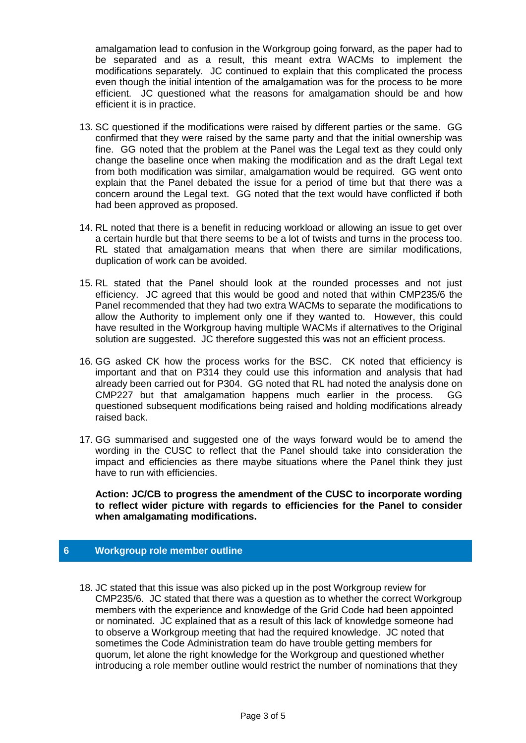amalgamation lead to confusion in the Workgroup going forward, as the paper had to be separated and as a result, this meant extra WACMs to implement the modifications separately. JC continued to explain that this complicated the process even though the initial intention of the amalgamation was for the process to be more efficient. JC questioned what the reasons for amalgamation should be and how efficient it is in practice.

13. SC questioned if the modifications were raised by different parties or the same. GG confirmed that they were raised by the same party and that the initial ownership was fine. GG noted that the problem at the Panel was the Legal text as they could only change the baseline once when making the modification and as the draft Legal text from both modification was similar, amalgamation would be required. GG went onto explain that the Panel debated the issue for a period of time but that there was a concern around the Legal text. GG noted that the text would have conflicted if both had been approved as proposed.

14. RL noted that there is a benefit in reducing workload or allowing an issue to get over a certain hurdle but that there seems to be a lot of twists and turns in the process too. RL stated that amalgamation means that when there are similar modifications, duplication of work can be avoided.

15. RL stated that the Panel should look at the rounded processes and not just efficiency. JC agreed that this would be good and noted that within CMP235/6 the Panel recommended that they had two extra WACMs to separate the modifications to allow the Authority to implement only one if they wanted to. However, this could have resulted in the Workgroup having multiple WACMs if alternatives to the Original solution are suggested. JC therefore suggested this was not an efficient process.

16. GG asked CK how the process works for the BSC. CK noted that efficiency is important and that on P314 they could use this information and analysis that had already been carried out for P304. GG noted that RL had noted the analysis done on CMP227 but that amalgamation happens much earlier in the process. GG questioned subsequent modifications being raised and holding modifications already raised back.

17. GG summarised and suggested one of the ways forward would be to amend the wording in the CUSC to reflect that the Panel should take into consideration the impact and efficiencies as there maybe situations where the Panel think they just have to run with efficiencies.

**Action: JC/CB to progress the amendment of the CUSC to incorporate wording to reflect wider picture with regards to efficiencies for the Panel to consider when amalgamating modifications.**

## 6 Workgroup role member outline

18. JC stated that this issue was also picked up in the post Workgroup review for CMP235/6. JC stated that there was a question as to whether the correct Workgroup members with the experience and knowledge of the Grid Code had been appointed or nominated. JC explained that as a result of this lack of knowledge someone had to observe a Workgroup meeting that had the required knowledge. JC noted that sometimes the Code Administration team do have trouble getting members for quorum, let alone the right knowledge for the Workgroup and questioned whether introducing a role member outline would restrict the number of nominations that they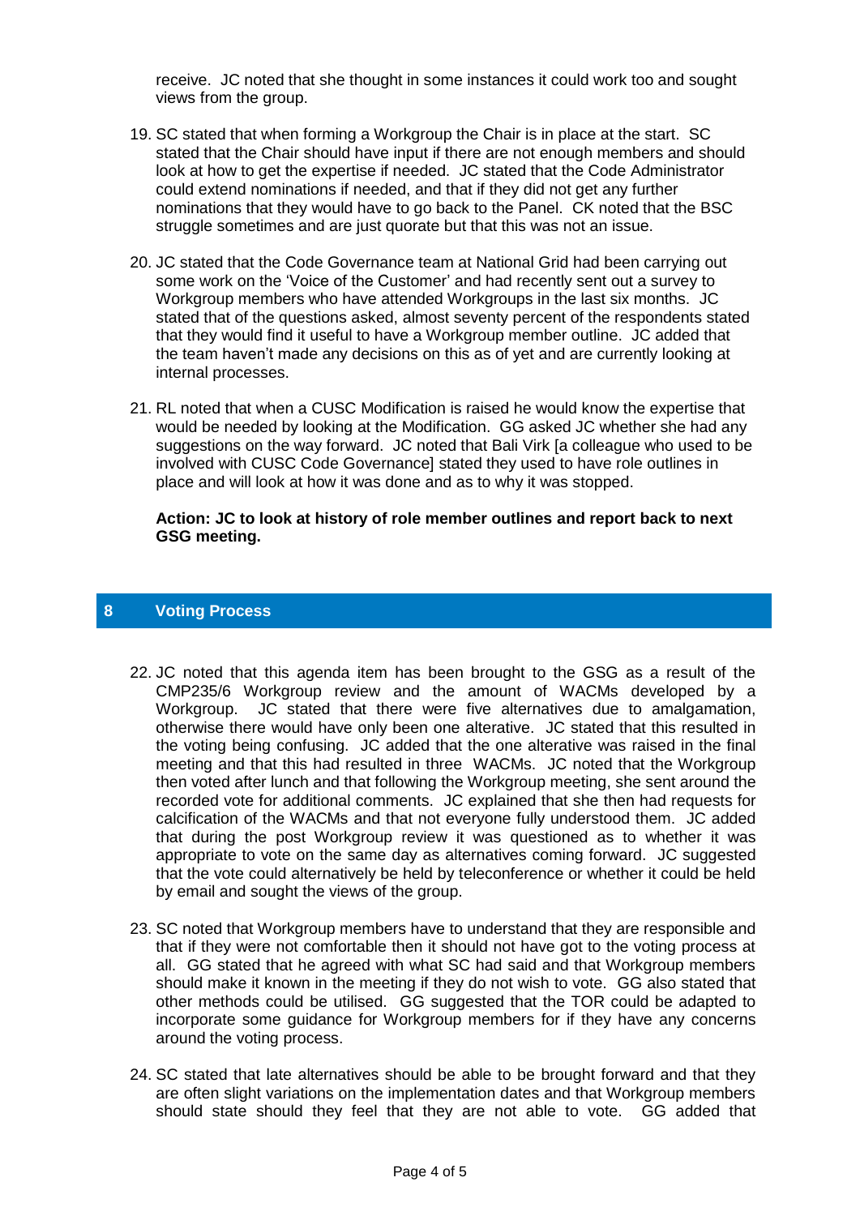receive. JC noted that she thought in some instances it could work too and sought views from the group.

19. SC stated that when forming a Workgroup the Chair is in place at the start. SC stated that the Chair should have input if there are not enough members and should look at how to get the expertise if needed. JC stated that the Code Administrator could extend nominations if needed, and that if they did not get any further nominations that they would have to go back to the Panel. CK noted that the BSC struggle sometimes and are just quorate but that this was not an issue.

20. JC stated that the Code Governance team at National Grid had been carrying out some work on the 'Voice of the Customer' and had recently sent out a survey to Workgroup members who have attended Workgroups in the last six months. JC stated that of the questions asked, almost seventy percent of the respondents stated that they would find it useful to have a Workgroup member outline. JC added that the team haven't made any decisions on this as of yet and are currently looking at internal processes.

21. RL noted that when a CUSC Modification is raised he would know the expertise that would be needed by looking at the Modification. GG asked JC whether she had any suggestions on the way forward. JC noted that Bali Virk [a colleague who used to be involved with CUSC Code Governance] stated they used to have role outlines in place and will look at how it was done and as to why it was stopped.

**Action: JC to look at history of role member outlines and report back to next GSG meeting.**

## 8 Voting Process

22. JC noted that this agenda item has been brought to the GSG as a result of the CMP235/6 Workgroup review and the amount of WACMs developed by a Workgroup. JC stated that there were five alternatives due to amalgamation, otherwise there would have only been one alterative. JC stated that this resulted in the voting being confusing. JC added that the one alterative was raised in the final meeting and that this had resulted in three WACMs. JC noted that the Workgroup then voted after lunch and that following the Workgroup meeting, she sent around the recorded vote for additional comments. JC explained that she then had requests for calcification of the WACMs and that not everyone fully understood them. JC added that during the post Workgroup review it was questioned as to whether it was appropriate to vote on the same day as alternatives coming forward. JC suggested that the vote could alternatively be held by teleconference or whether it could be held by email and sought the views of the group.

23. SC noted that Workgroup members have to understand that they are responsible and that if they were not comfortable then it should not have got to the voting process at all. GG stated that he agreed with what SC had said and that Workgroup members should make it known in the meeting if they do not wish to vote. GG also stated that other methods could be utilised. GG suggested that the TOR could be adapted to incorporate some guidance for Workgroup members for if they have any concerns around the voting process.

24. SC stated that late alternatives should be able to be brought forward and that they are often slight variations on the implementation dates and that Workgroup members should state should they feel that they are not able to vote. GG added that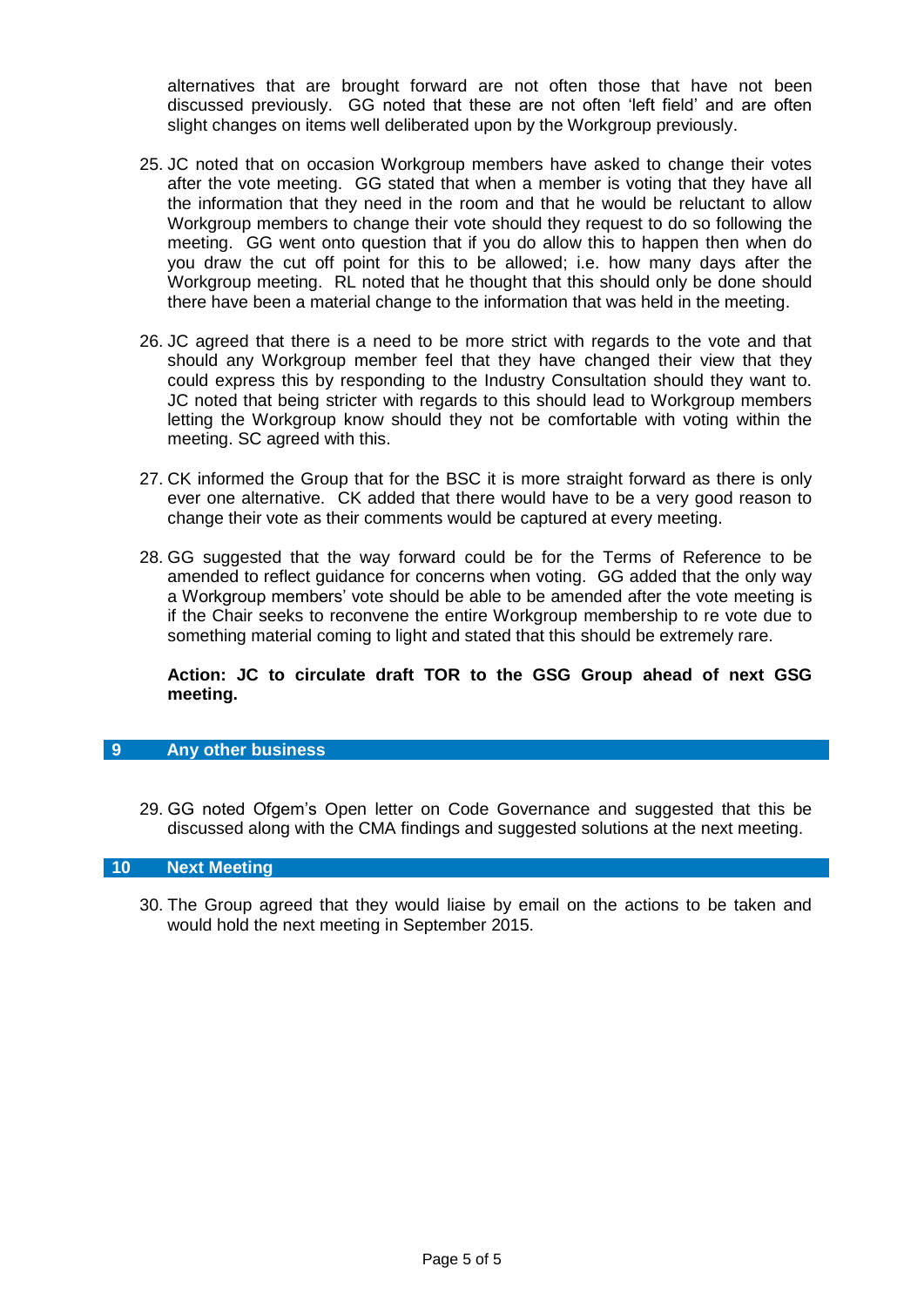alternatives that are brought forward are not often those that have not been discussed previously. GG noted that these are not often 'left field' and are often slight changes on items well deliberated upon by the Workgroup previously.

25. JC noted that on occasion Workgroup members have asked to change their votes after the vote meeting. GG stated that when a member is voting that they have all the information that they need in the room and that he would be reluctant to allow Workgroup members to change their vote should they request to do so following the meeting. GG went onto question that if you do allow this to happen then when do you draw the cut off point for this to be allowed; i.e. how many days after the Workgroup meeting. RL noted that he thought that this should only be done should there have been a material change to the information that was held in the meeting.

26. JC agreed that there is a need to be more strict with regards to the vote and that should any Workgroup member feel that they have changed their view that they could express this by responding to the Industry Consultation should they want to. JC noted that being stricter with regards to this should lead to Workgroup members letting the Workgroup know should they not be comfortable with voting within the meeting. SC agreed with this.

27. CK informed the Group that for the BSC it is more straight forward as there is only ever one alternative. CK added that there would have to be a very good reason to change their vote as their comments would be captured at every meeting.

28. GG suggested that the way forward could be for the Terms of Reference to be amended to reflect guidance for concerns when voting. GG added that the only way a Workgroup members' vote should be able to be amended after the vote meeting is if the Chair seeks to reconvene the entire Workgroup membership to re vote due to something material coming to light and stated that this should be extremely rare.

**Action: JC to circulate draft TOR to the GSG Group ahead of next GSG meeting.**

## 9 Any other business

29. GG noted Ofgem's Open letter on Code Governance and suggested that this be discussed along with the CMA findings and suggested solutions at the next meeting.

## 10 Next Meeting

30. The Group agreed that they would liaise by email on the actions to be taken and would hold the next meeting in September 2015.